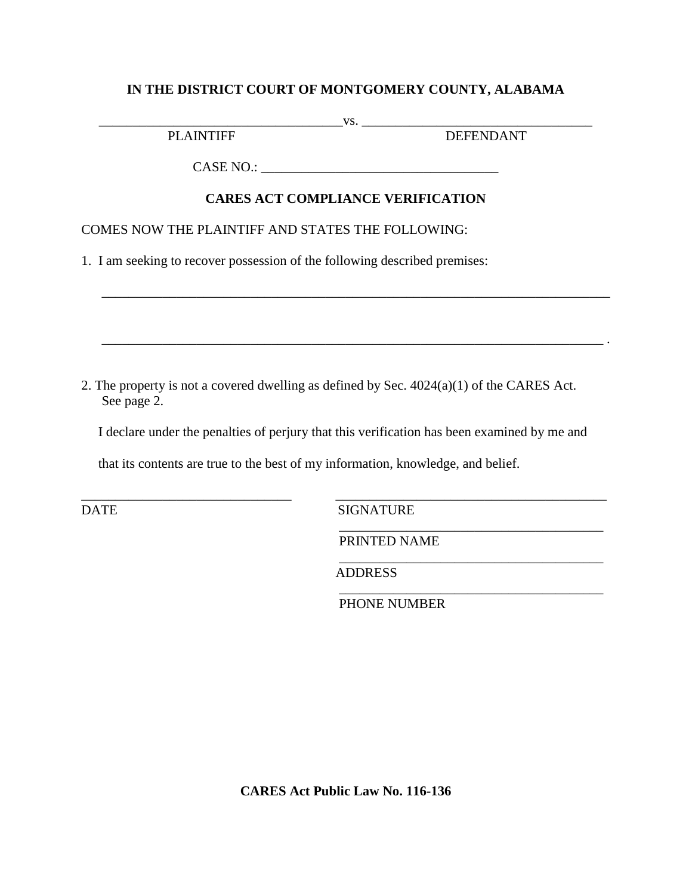**IN THE DISTRICT COURT OF MONTGOMERY COUNTY, ALABAMA**

_____________________________________vs. __________________________________

PLAINTIFF DEFENDANT

CASE NO.: ___________________________________

**CARES ACT COMPLIANCE VERIFICATION**

COMES NOW THE PLAINTIFF AND STATES THE FOLLOWING:

1. I am seeking to recover possession of the following described premises:

_____________________________________________________________________________

_____________________________________________________________________________ .

2. The property is not a covered dwelling as defined by Sec. 4024(a)(1) of the CARES Act. See page 2.

I declare under the penalties of perjury that this verification has been examined by me and that its contents are true to the best of my information, knowledge, and belief.

_______________________________ _________________________________________

DATE SIGNATURE

_________________________________________

PRINTED NAME

_________________________________________

ADDRESS

_________________________________________

PHONE NUMBER

**CARES Act Public Law No. 116-136**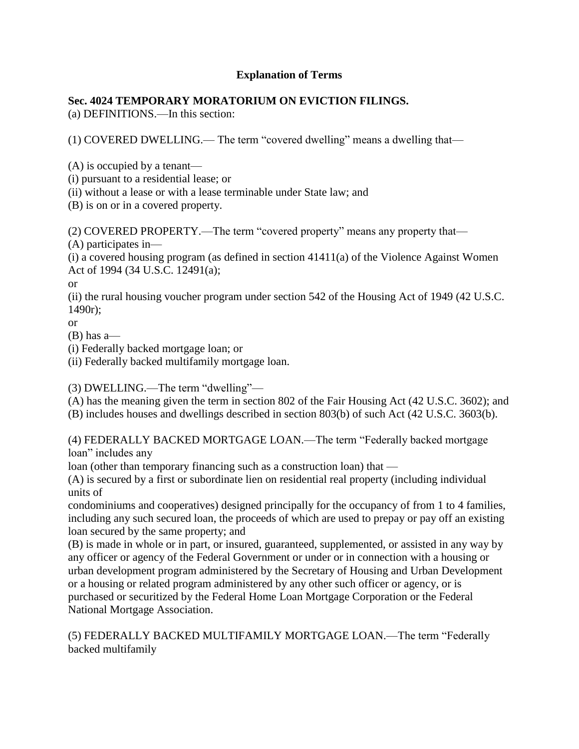## Explanation of Terms

**Sec. 4024 TEMPORARY MORATORIUM ON EVICTION FILINGS.**
(a) DEFINITIONS.—In this section:

(1) COVERED DWELLING.— The term "covered dwelling" means a dwelling that—

(A) is occupied by a tenant—
(i) pursuant to a residential lease; or
(ii) without a lease or with a lease terminable under State law; and
(B) is on or in a covered property.

(2) COVERED PROPERTY.—The term "covered property" means any property that—
(A) participates in—
(i) a covered housing program (as defined in section 41411(a) of the Violence Against Women Act of 1994 (34 U.S.C. 12491(a);
or
(ii) the rural housing voucher program under section 542 of the Housing Act of 1949 (42 U.S.C. 1490r);
or
(B) has a—
(i) Federally backed mortgage loan; or
(ii) Federally backed multifamily mortgage loan.

(3) DWELLING.—The term "dwelling"—
(A) has the meaning given the term in section 802 of the Fair Housing Act (42 U.S.C. 3602); and
(B) includes houses and dwellings described in section 803(b) of such Act (42 U.S.C. 3603(b).

(4) FEDERALLY BACKED MORTGAGE LOAN.—The term "Federally backed mortgage loan" includes any
loan (other than temporary financing such as a construction loan) that —
(A) is secured by a first or subordinate lien on residential real property (including individual units of
condominiums and cooperatives) designed principally for the occupancy of from 1 to 4 families, including any such secured loan, the proceeds of which are used to prepay or pay off an existing loan secured by the same property; and
(B) is made in whole or in part, or insured, guaranteed, supplemented, or assisted in any way by any officer or agency of the Federal Government or under or in connection with a housing or urban development program administered by the Secretary of Housing and Urban Development or a housing or related program administered by any other such officer or agency, or is purchased or securitized by the Federal Home Loan Mortgage Corporation or the Federal National Mortgage Association.

(5) FEDERALLY BACKED MULTIFAMILY MORTGAGE LOAN.—The term "Federally backed multifamily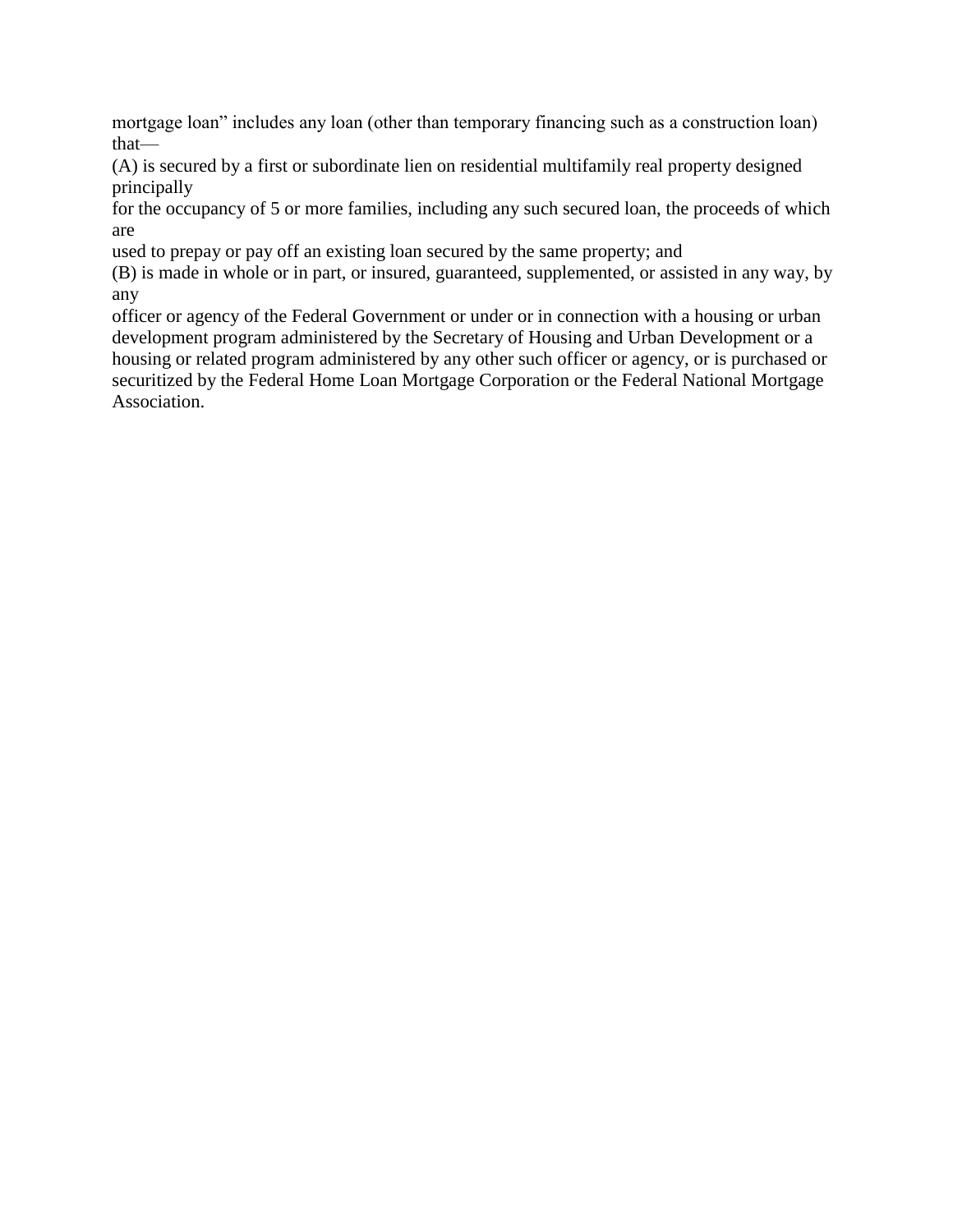mortgage loan” includes any loan (other than temporary financing such as a construction loan) that—

(A) is secured by a first or subordinate lien on residential multifamily real property designed principally for the occupancy of 5 or more families, including any such secured loan, the proceeds of which are used to prepay or pay off an existing loan secured by the same property; and

(B) is made in whole or in part, or insured, guaranteed, supplemented, or assisted in any way, by any officer or agency of the Federal Government or under or in connection with a housing or urban development program administered by the Secretary of Housing and Urban Development or a housing or related program administered by any other such officer or agency, or is purchased or securitized by the Federal Home Loan Mortgage Corporation or the Federal National Mortgage Association.